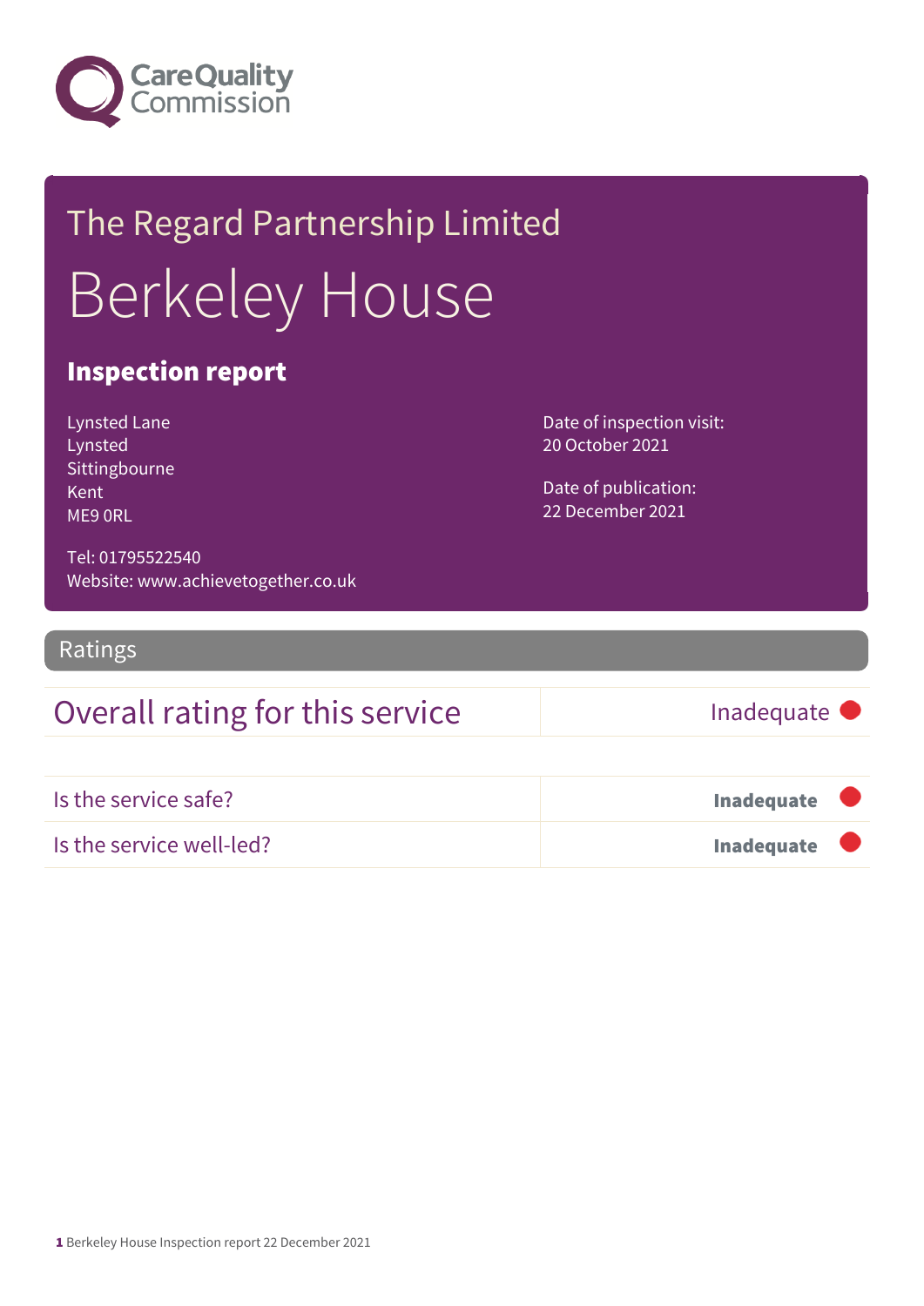Care Quality Commission

# The Regard Partnership Limited

# Berkeley House

## Inspection report

Lynsted Lane
Lynsted
Sittingbourne
Kent
ME9 0RL

Tel: 01795522540
Website: www.achievetogether.co.uk

Date of inspection visit:
20 October 2021

Date of publication:
22 December 2021

## Ratings

| Overall rating for this service | Inadequate |
| --- | --- |
| Is the service safe? | **Inadequate** |
| Is the service well-led? | **Inadequate** |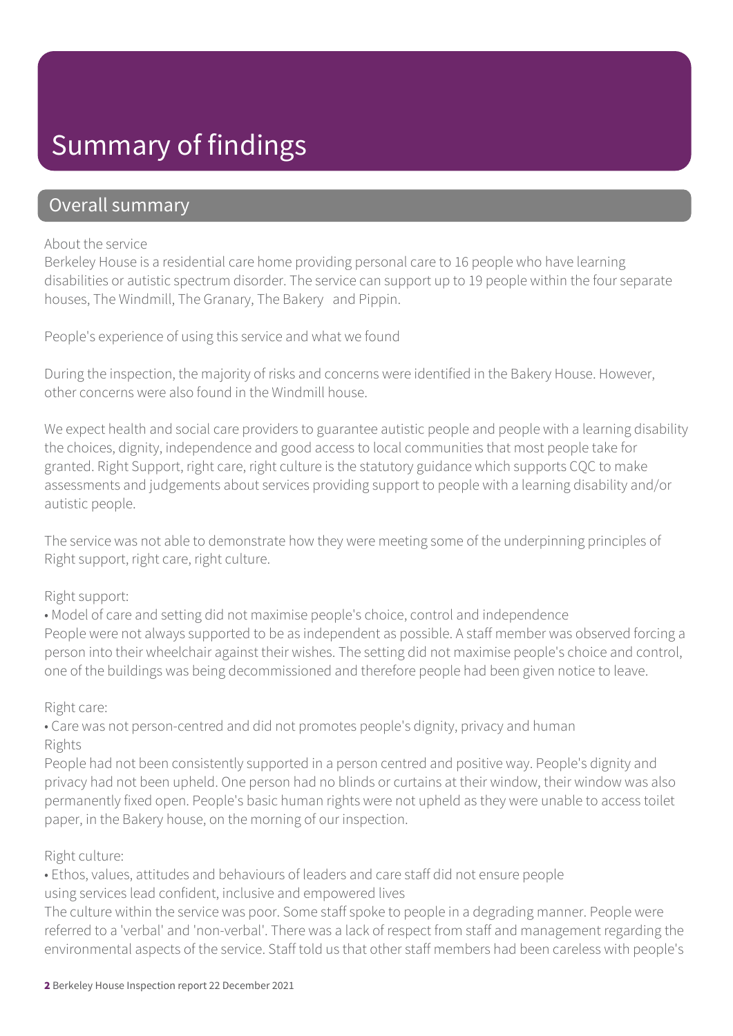# Summary of findings

## Overall summary

About the service

Berkeley House is a residential care home providing personal care to 16 people who have learning disabilities or autistic spectrum disorder. The service can support up to 19 people within the four separate houses, The Windmill, The Granary, The Bakery and Pippin.

People's experience of using this service and what we found

During the inspection, the majority of risks and concerns were identified in the Bakery House. However, other concerns were also found in the Windmill house.

We expect health and social care providers to guarantee autistic people and people with a learning disability the choices, dignity, independence and good access to local communities that most people take for granted. Right Support, right care, right culture is the statutory guidance which supports CQC to make assessments and judgements about services providing support to people with a learning disability and/or autistic people.

The service was not able to demonstrate how they were meeting some of the underpinning principles of Right support, right care, right culture.

Right support:

• Model of care and setting did not maximise people's choice, control and independence

People were not always supported to be as independent as possible. A staff member was observed forcing a person into their wheelchair against their wishes. The setting did not maximise people's choice and control, one of the buildings was being decommissioned and therefore people had been given notice to leave.

Right care:

• Care was not person-centred and did not promotes people's dignity, privacy and human Rights

People had not been consistently supported in a person centred and positive way. People's dignity and privacy had not been upheld. One person had no blinds or curtains at their window, their window was also permanently fixed open. People's basic human rights were not upheld as they were unable to access toilet paper, in the Bakery house, on the morning of our inspection.

Right culture:

• Ethos, values, attitudes and behaviours of leaders and care staff did not ensure people using services lead confident, inclusive and empowered lives

The culture within the service was poor. Some staff spoke to people in a degrading manner. People were referred to a 'verbal' and 'non-verbal'. There was a lack of respect from staff and management regarding the environmental aspects of the service. Staff told us that other staff members had been careless with people's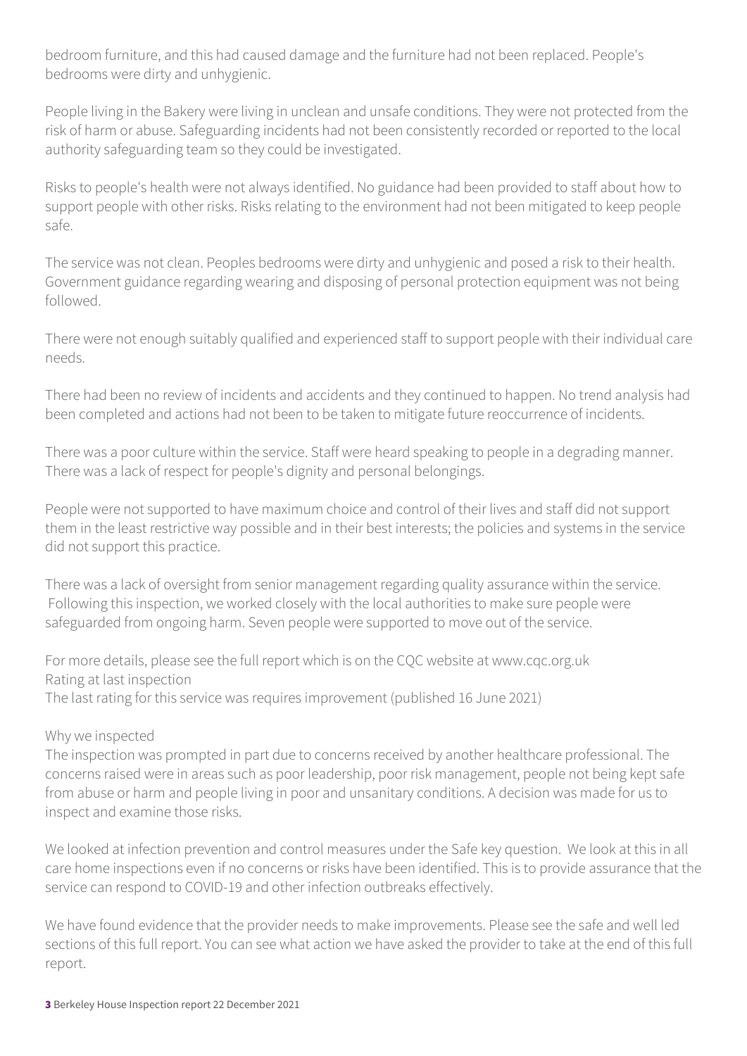bedroom furniture, and this had caused damage and the furniture had not been replaced. People's bedrooms were dirty and unhygienic.

People living in the Bakery were living in unclean and unsafe conditions. They were not protected from the risk of harm or abuse. Safeguarding incidents had not been consistently recorded or reported to the local authority safeguarding team so they could be investigated.

Risks to people's health were not always identified. No guidance had been provided to staff about how to support people with other risks. Risks relating to the environment had not been mitigated to keep people safe.

The service was not clean. Peoples bedrooms were dirty and unhygienic and posed a risk to their health. Government guidance regarding wearing and disposing of personal protection equipment was not being followed.

There were not enough suitably qualified and experienced staff to support people with their individual care needs.

There had been no review of incidents and accidents and they continued to happen. No trend analysis had been completed and actions had not been to be taken to mitigate future reoccurrence of incidents.

There was a poor culture within the service. Staff were heard speaking to people in a degrading manner. There was a lack of respect for people's dignity and personal belongings.

People were not supported to have maximum choice and control of their lives and staff did not support them in the least restrictive way possible and in their best interests; the policies and systems in the service did not support this practice.

There was a lack of oversight from senior management regarding quality assurance within the service. Following this inspection, we worked closely with the local authorities to make sure people were safeguarded from ongoing harm. Seven people were supported to move out of the service.

For more details, please see the full report which is on the CQC website at www.cqc.org.uk

Rating at last inspection

The last rating for this service was requires improvement (published 16 June 2021)

Why we inspected

The inspection was prompted in part due to concerns received by another healthcare professional. The concerns raised were in areas such as poor leadership, poor risk management, people not being kept safe from abuse or harm and people living in poor and unsanitary conditions. A decision was made for us to inspect and examine those risks.

We looked at infection prevention and control measures under the Safe key question. We look at this in all care home inspections even if no concerns or risks have been identified. This is to provide assurance that the service can respond to COVID-19 and other infection outbreaks effectively.

We have found evidence that the provider needs to make improvements. Please see the safe and well led sections of this full report. You can see what action we have asked the provider to take at the end of this full report.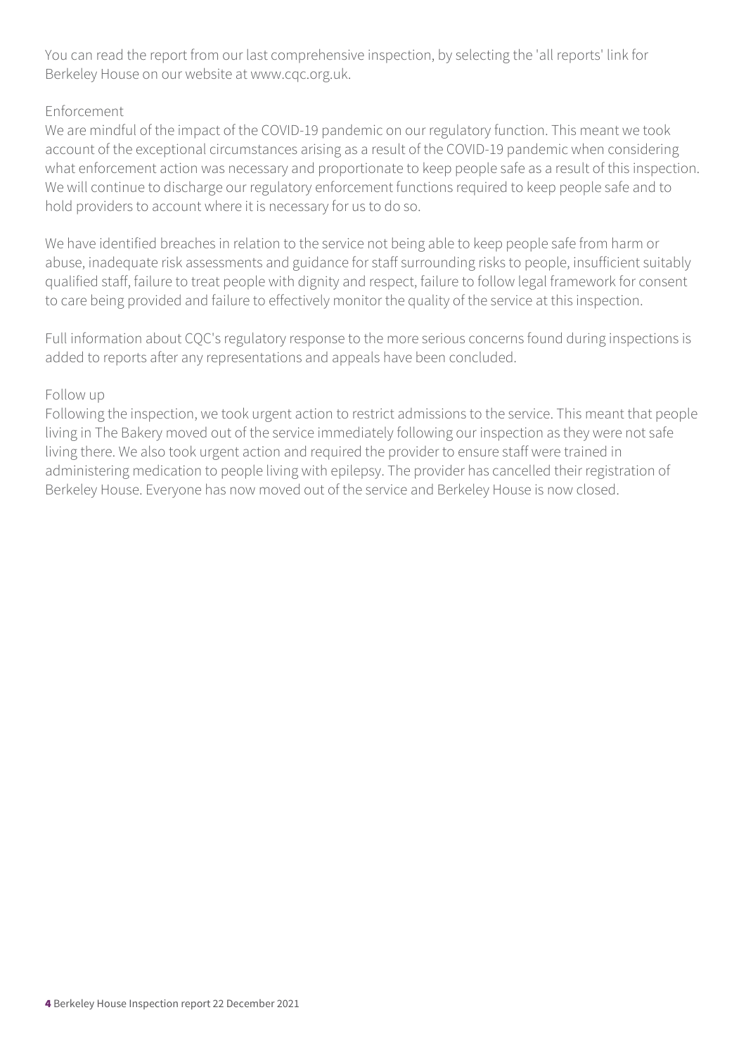You can read the report from our last comprehensive inspection, by selecting the 'all reports' link for Berkeley House on our website at www.cqc.org.uk.

### Enforcement

We are mindful of the impact of the COVID-19 pandemic on our regulatory function. This meant we took account of the exceptional circumstances arising as a result of the COVID-19 pandemic when considering what enforcement action was necessary and proportionate to keep people safe as a result of this inspection. We will continue to discharge our regulatory enforcement functions required to keep people safe and to hold providers to account where it is necessary for us to do so.

We have identified breaches in relation to the service not being able to keep people safe from harm or abuse, inadequate risk assessments and guidance for staff surrounding risks to people, insufficient suitably qualified staff, failure to treat people with dignity and respect, failure to follow legal framework for consent to care being provided and failure to effectively monitor the quality of the service at this inspection.

Full information about CQC's regulatory response to the more serious concerns found during inspections is added to reports after any representations and appeals have been concluded.

### Follow up

Following the inspection, we took urgent action to restrict admissions to the service. This meant that people living in The Bakery moved out of the service immediately following our inspection as they were not safe living there. We also took urgent action and required the provider to ensure staff were trained in administering medication to people living with epilepsy. The provider has cancelled their registration of Berkeley House. Everyone has now moved out of the service and Berkeley House is now closed.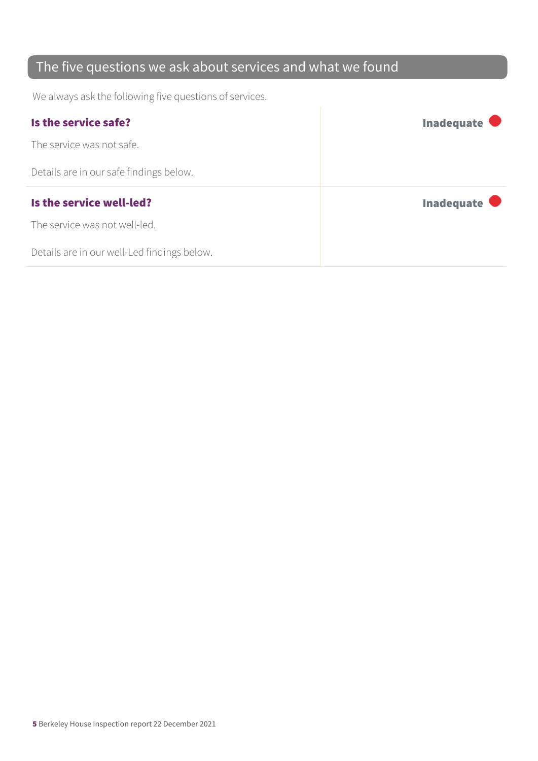## The five questions we ask about services and what we found

We always ask the following five questions of services.

| | |
|---|---|
| **Is the service safe?**<br><br>The service was not safe.<br><br>Details are in our safe findings below. | **Inadequate** |
| **Is the service well-led?**<br><br>The service was not well-led.<br><br>Details are in our well-Led findings below. | **Inadequate** |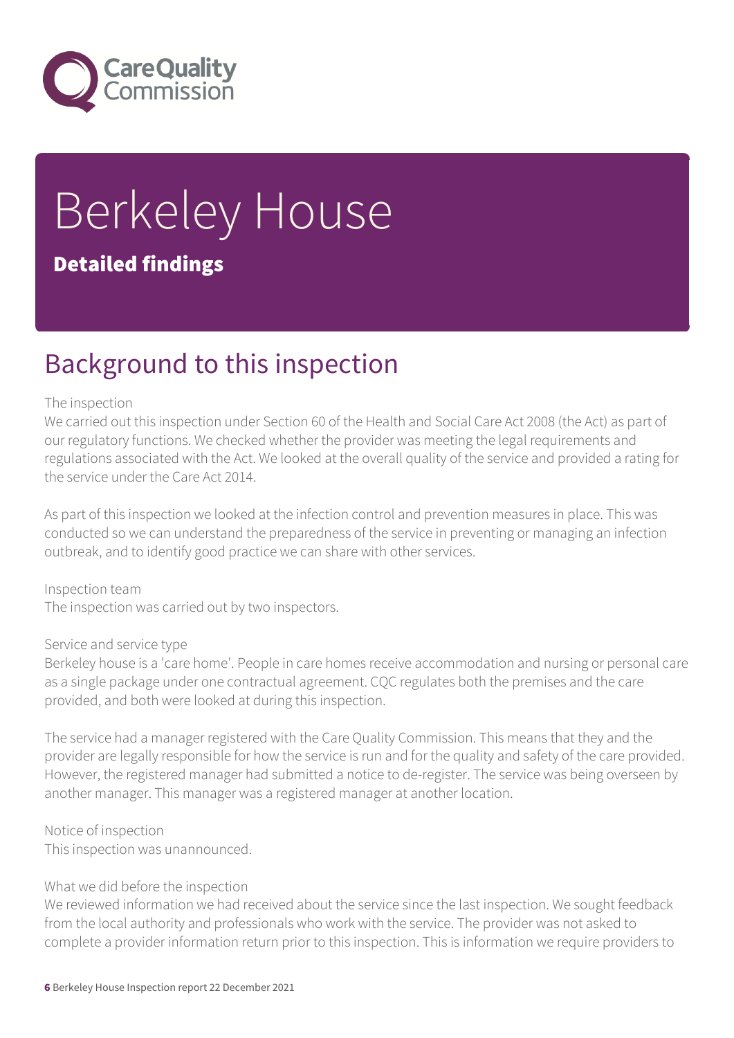# Berkeley House

## Detailed findings

## Background to this inspection

The inspection
We carried out this inspection under Section 60 of the Health and Social Care Act 2008 (the Act) as part of our regulatory functions. We checked whether the provider was meeting the legal requirements and regulations associated with the Act. We looked at the overall quality of the service and provided a rating for the service under the Care Act 2014.

As part of this inspection we looked at the infection control and prevention measures in place. This was conducted so we can understand the preparedness of the service in preventing or managing an infection outbreak, and to identify good practice we can share with other services.

Inspection team
The inspection was carried out by two inspectors.

Service and service type
Berkeley house is a 'care home'. People in care homes receive accommodation and nursing or personal care as a single package under one contractual agreement. CQC regulates both the premises and the care provided, and both were looked at during this inspection.

The service had a manager registered with the Care Quality Commission. This means that they and the provider are legally responsible for how the service is run and for the quality and safety of the care provided. However, the registered manager had submitted a notice to de-register. The service was being overseen by another manager. This manager was a registered manager at another location.

Notice of inspection
This inspection was unannounced.

What we did before the inspection
We reviewed information we had received about the service since the last inspection. We sought feedback from the local authority and professionals who work with the service. The provider was not asked to complete a provider information return prior to this inspection. This is information we require providers to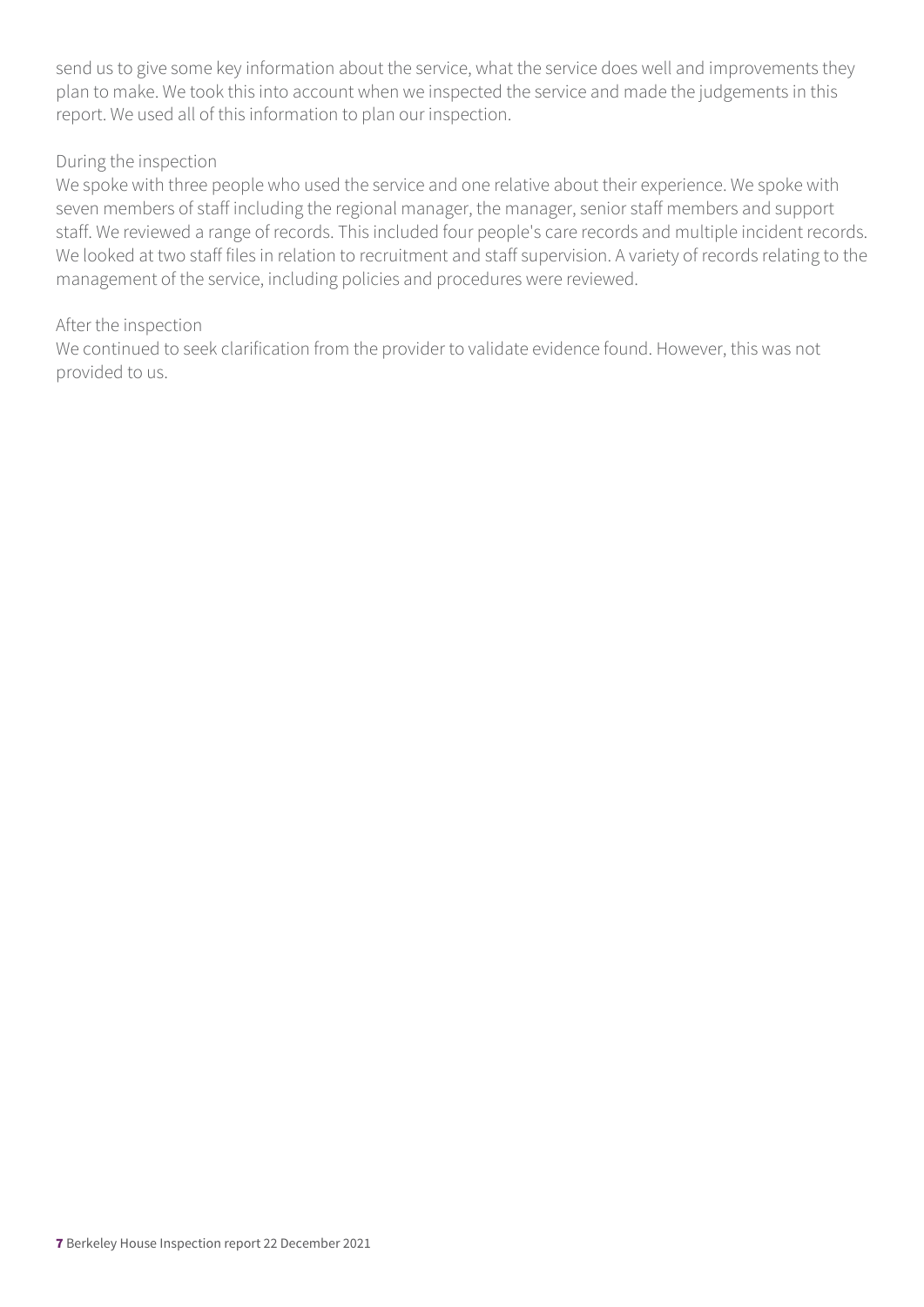send us to give some key information about the service, what the service does well and improvements they plan to make. We took this into account when we inspected the service and made the judgements in this report. We used all of this information to plan our inspection.

During the inspection

We spoke with three people who used the service and one relative about their experience. We spoke with seven members of staff including the regional manager, the manager, senior staff members and support staff. We reviewed a range of records. This included four people's care records and multiple incident records. We looked at two staff files in relation to recruitment and staff supervision. A variety of records relating to the management of the service, including policies and procedures were reviewed.

After the inspection

We continued to seek clarification from the provider to validate evidence found. However, this was not provided to us.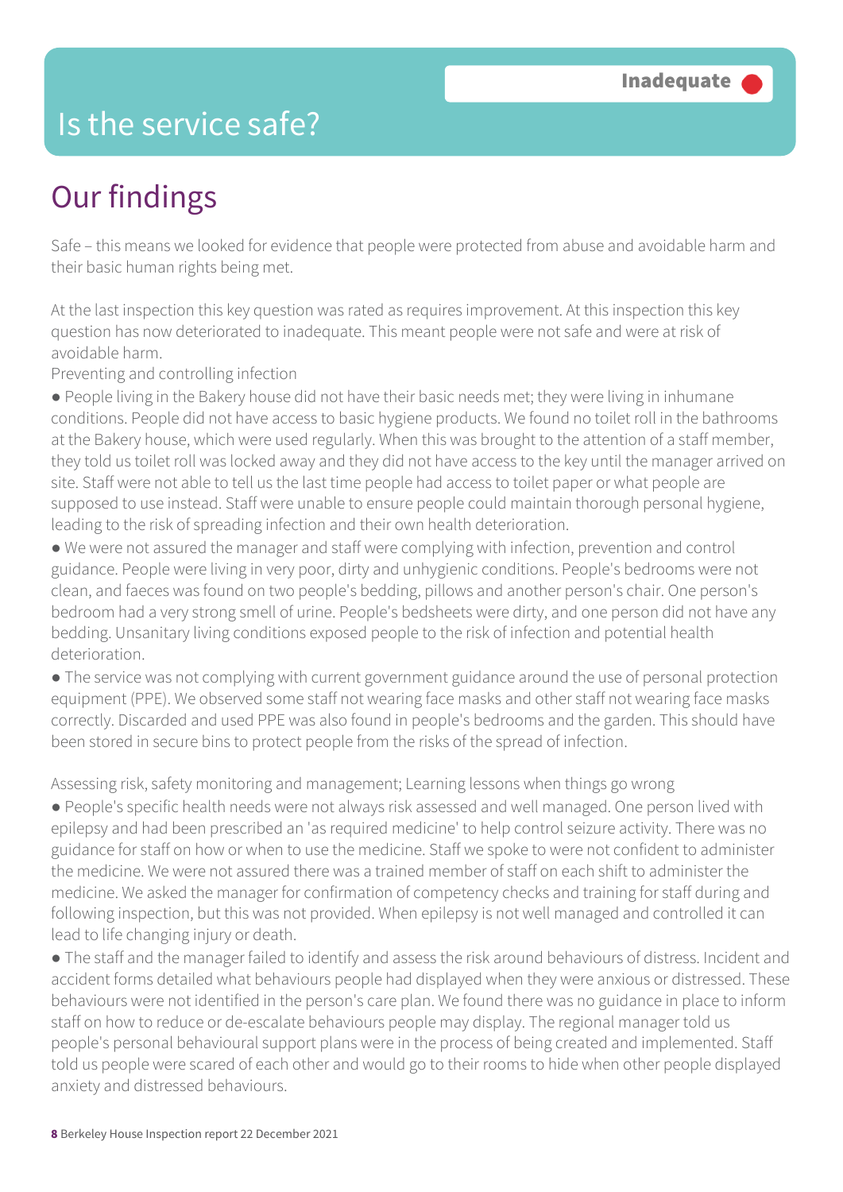# Is the service safe?

Inadequate

## Our findings

Safe – this means we looked for evidence that people were protected from abuse and avoidable harm and their basic human rights being met.

At the last inspection this key question was rated as requires improvement. At this inspection this key question has now deteriorated to inadequate. This meant people were not safe and were at risk of avoidable harm.

Preventing and controlling infection

- People living in the Bakery house did not have their basic needs met; they were living in inhumane conditions. People did not have access to basic hygiene products. We found no toilet roll in the bathrooms at the Bakery house, which were used regularly. When this was brought to the attention of a staff member, they told us toilet roll was locked away and they did not have access to the key until the manager arrived on site. Staff were not able to tell us the last time people had access to toilet paper or what people are supposed to use instead. Staff were unable to ensure people could maintain thorough personal hygiene, leading to the risk of spreading infection and their own health deterioration.
- We were not assured the manager and staff were complying with infection, prevention and control guidance. People were living in very poor, dirty and unhygienic conditions. People's bedrooms were not clean, and faeces was found on two people's bedding, pillows and another person's chair. One person's bedroom had a very strong smell of urine. People's bedsheets were dirty, and one person did not have any bedding. Unsanitary living conditions exposed people to the risk of infection and potential health deterioration.
- The service was not complying with current government guidance around the use of personal protection equipment (PPE). We observed some staff not wearing face masks and other staff not wearing face masks correctly. Discarded and used PPE was also found in people's bedrooms and the garden. This should have been stored in secure bins to protect people from the risks of the spread of infection.

Assessing risk, safety monitoring and management; Learning lessons when things go wrong

- People's specific health needs were not always risk assessed and well managed. One person lived with epilepsy and had been prescribed an 'as required medicine' to help control seizure activity. There was no guidance for staff on how or when to use the medicine. Staff we spoke to were not confident to administer the medicine. We were not assured there was a trained member of staff on each shift to administer the medicine. We asked the manager for confirmation of competency checks and training for staff during and following inspection, but this was not provided. When epilepsy is not well managed and controlled it can lead to life changing injury or death.
- The staff and the manager failed to identify and assess the risk around behaviours of distress. Incident and accident forms detailed what behaviours people had displayed when they were anxious or distressed. These behaviours were not identified in the person's care plan. We found there was no guidance in place to inform staff on how to reduce or de-escalate behaviours people may display. The regional manager told us people's personal behavioural support plans were in the process of being created and implemented. Staff told us people were scared of each other and would go to their rooms to hide when other people displayed anxiety and distressed behaviours.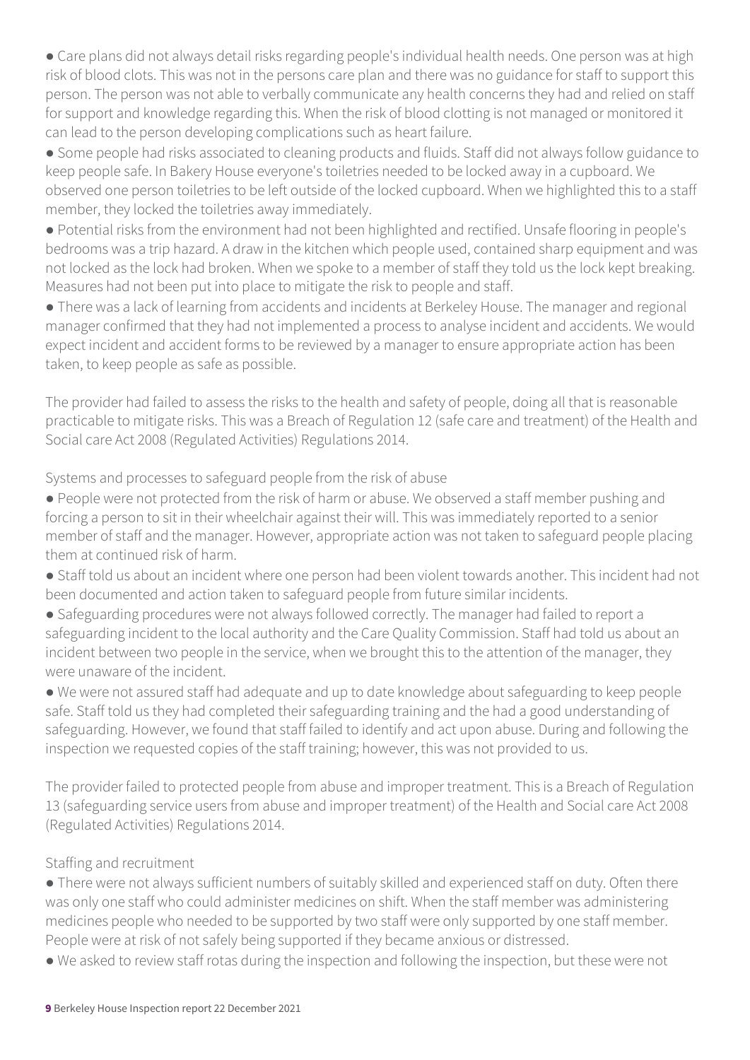● Care plans did not always detail risks regarding people's individual health needs. One person was at high risk of blood clots. This was not in the persons care plan and there was no guidance for staff to support this person. The person was not able to verbally communicate any health concerns they had and relied on staff for support and knowledge regarding this. When the risk of blood clotting is not managed or monitored it can lead to the person developing complications such as heart failure.

● Some people had risks associated to cleaning products and fluids. Staff did not always follow guidance to keep people safe. In Bakery House everyone's toiletries needed to be locked away in a cupboard. We observed one person toiletries to be left outside of the locked cupboard. When we highlighted this to a staff member, they locked the toiletries away immediately.

● Potential risks from the environment had not been highlighted and rectified. Unsafe flooring in people's bedrooms was a trip hazard. A draw in the kitchen which people used, contained sharp equipment and was not locked as the lock had broken. When we spoke to a member of staff they told us the lock kept breaking. Measures had not been put into place to mitigate the risk to people and staff.

● There was a lack of learning from accidents and incidents at Berkeley House. The manager and regional manager confirmed that they had not implemented a process to analyse incident and accidents. We would expect incident and accident forms to be reviewed by a manager to ensure appropriate action has been taken, to keep people as safe as possible.

The provider had failed to assess the risks to the health and safety of people, doing all that is reasonable practicable to mitigate risks. This was a Breach of Regulation 12 (safe care and treatment) of the Health and Social care Act 2008 (Regulated Activities) Regulations 2014.

Systems and processes to safeguard people from the risk of abuse

● People were not protected from the risk of harm or abuse. We observed a staff member pushing and forcing a person to sit in their wheelchair against their will. This was immediately reported to a senior member of staff and the manager. However, appropriate action was not taken to safeguard people placing them at continued risk of harm.

● Staff told us about an incident where one person had been violent towards another. This incident had not been documented and action taken to safeguard people from future similar incidents.

● Safeguarding procedures were not always followed correctly. The manager had failed to report a safeguarding incident to the local authority and the Care Quality Commission. Staff had told us about an incident between two people in the service, when we brought this to the attention of the manager, they were unaware of the incident.

● We were not assured staff had adequate and up to date knowledge about safeguarding to keep people safe. Staff told us they had completed their safeguarding training and the had a good understanding of safeguarding. However, we found that staff failed to identify and act upon abuse. During and following the inspection we requested copies of the staff training; however, this was not provided to us.

The provider failed to protected people from abuse and improper treatment. This is a Breach of Regulation 13 (safeguarding service users from abuse and improper treatment) of the Health and Social care Act 2008 (Regulated Activities) Regulations 2014.

Staffing and recruitment

● There were not always sufficient numbers of suitably skilled and experienced staff on duty. Often there was only one staff who could administer medicines on shift. When the staff member was administering medicines people who needed to be supported by two staff were only supported by one staff member. People were at risk of not safely being supported if they became anxious or distressed.

● We asked to review staff rotas during the inspection and following the inspection, but these were not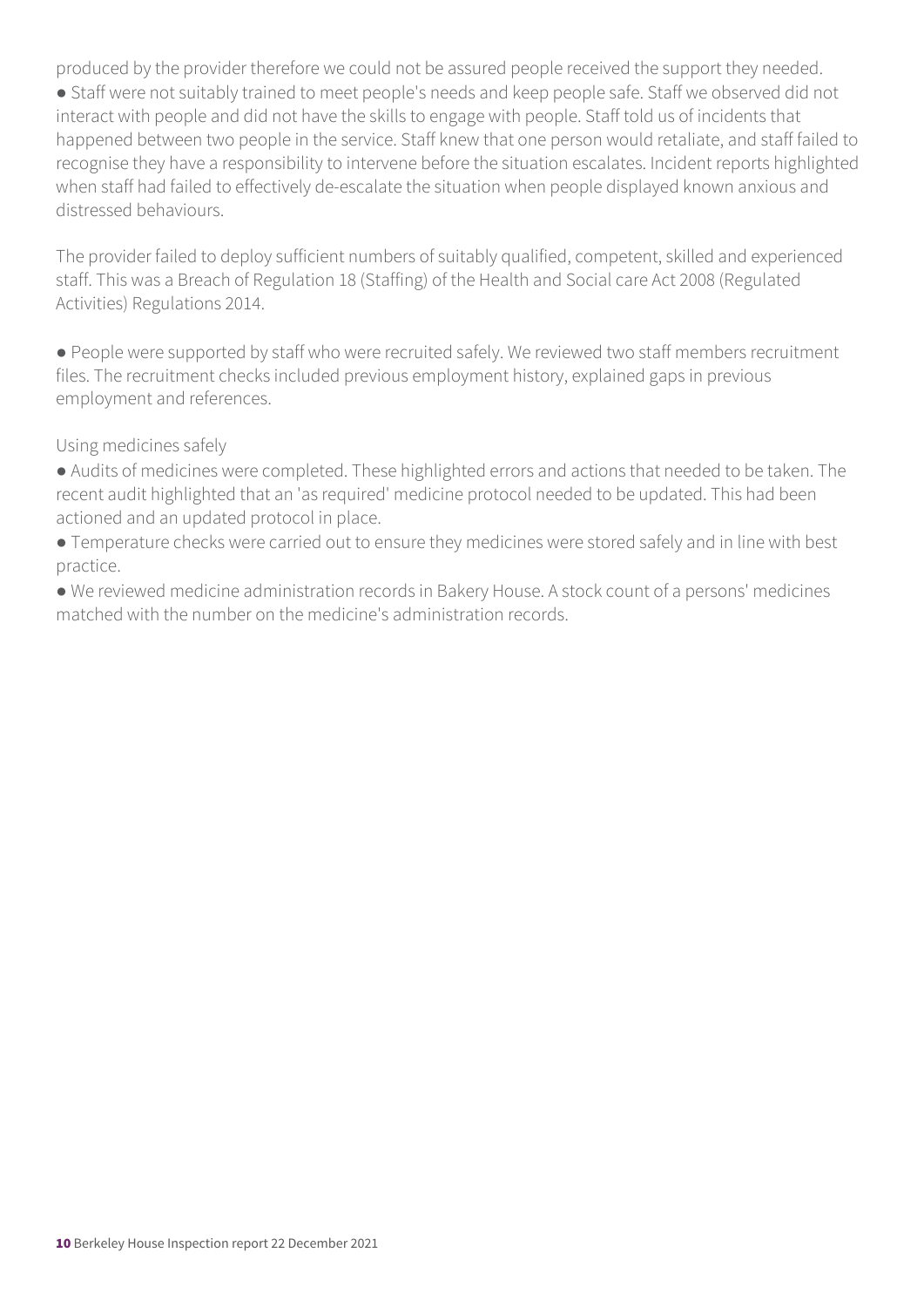produced by the provider therefore we could not be assured people received the support they needed.

- Staff were not suitably trained to meet people's needs and keep people safe. Staff we observed did not interact with people and did not have the skills to engage with people. Staff told us of incidents that happened between two people in the service. Staff knew that one person would retaliate, and staff failed to recognise they have a responsibility to intervene before the situation escalates. Incident reports highlighted when staff had failed to effectively de-escalate the situation when people displayed known anxious and distressed behaviours.

The provider failed to deploy sufficient numbers of suitably qualified, competent, skilled and experienced staff. This was a Breach of Regulation 18 (Staffing) of the Health and Social care Act 2008 (Regulated Activities) Regulations 2014.

- People were supported by staff who were recruited safely. We reviewed two staff members recruitment files. The recruitment checks included previous employment history, explained gaps in previous employment and references.

Using medicines safely

- Audits of medicines were completed. These highlighted errors and actions that needed to be taken. The recent audit highlighted that an 'as required' medicine protocol needed to be updated. This had been actioned and an updated protocol in place.
- Temperature checks were carried out to ensure they medicines were stored safely and in line with best practice.
- We reviewed medicine administration records in Bakery House. A stock count of a persons' medicines matched with the number on the medicine's administration records.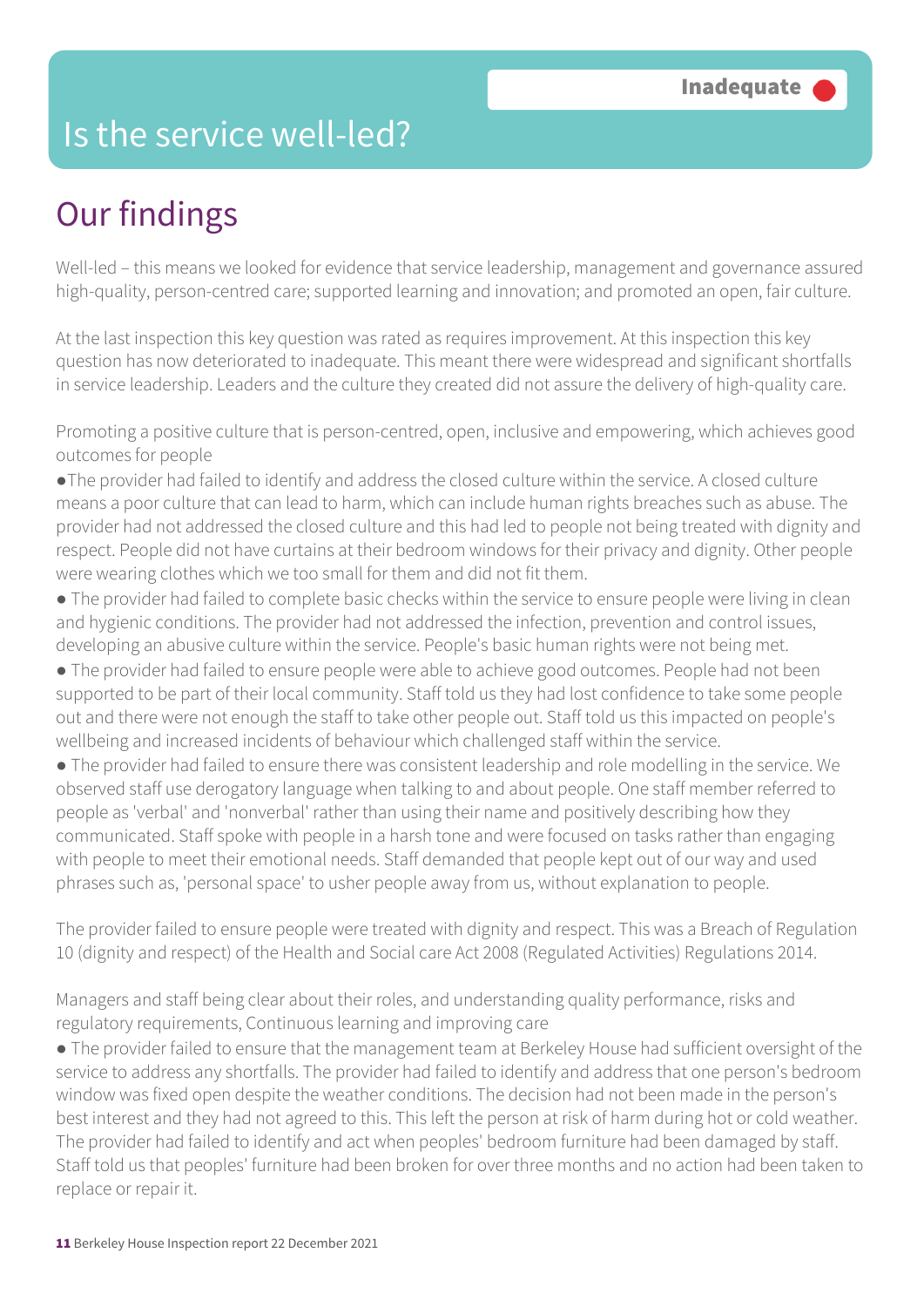# Is the service well-led?

**Inadequate**

## Our findings

Well-led – this means we looked for evidence that service leadership, management and governance assured high-quality, person-centred care; supported learning and innovation; and promoted an open, fair culture.

At the last inspection this key question was rated as requires improvement. At this inspection this key question has now deteriorated to inadequate. This meant there were widespread and significant shortfalls in service leadership. Leaders and the culture they created did not assure the delivery of high-quality care.

Promoting a positive culture that is person-centred, open, inclusive and empowering, which achieves good outcomes for people

- The provider had failed to identify and address the closed culture within the service. A closed culture means a poor culture that can lead to harm, which can include human rights breaches such as abuse. The provider had not addressed the closed culture and this had led to people not being treated with dignity and respect. People did not have curtains at their bedroom windows for their privacy and dignity. Other people were wearing clothes which we too small for them and did not fit them.
- The provider had failed to complete basic checks within the service to ensure people were living in clean and hygienic conditions. The provider had not addressed the infection, prevention and control issues, developing an abusive culture within the service. People's basic human rights were not being met.
- The provider had failed to ensure people were able to achieve good outcomes. People had not been supported to be part of their local community. Staff told us they had lost confidence to take some people out and there were not enough the staff to take other people out. Staff told us this impacted on people's wellbeing and increased incidents of behaviour which challenged staff within the service.
- The provider had failed to ensure there was consistent leadership and role modelling in the service. We observed staff use derogatory language when talking to and about people. One staff member referred to people as 'verbal' and 'nonverbal' rather than using their name and positively describing how they communicated. Staff spoke with people in a harsh tone and were focused on tasks rather than engaging with people to meet their emotional needs. Staff demanded that people kept out of our way and used phrases such as, 'personal space' to usher people away from us, without explanation to people.

The provider failed to ensure people were treated with dignity and respect. This was a Breach of Regulation 10 (dignity and respect) of the Health and Social care Act 2008 (Regulated Activities) Regulations 2014.

Managers and staff being clear about their roles, and understanding quality performance, risks and regulatory requirements, Continuous learning and improving care

- The provider failed to ensure that the management team at Berkeley House had sufficient oversight of the service to address any shortfalls. The provider had failed to identify and address that one person's bedroom window was fixed open despite the weather conditions. The decision had not been made in the person's best interest and they had not agreed to this. This left the person at risk of harm during hot or cold weather. The provider had failed to identify and act when peoples' bedroom furniture had been damaged by staff. Staff told us that peoples' furniture had been broken for over three months and no action had been taken to replace or repair it.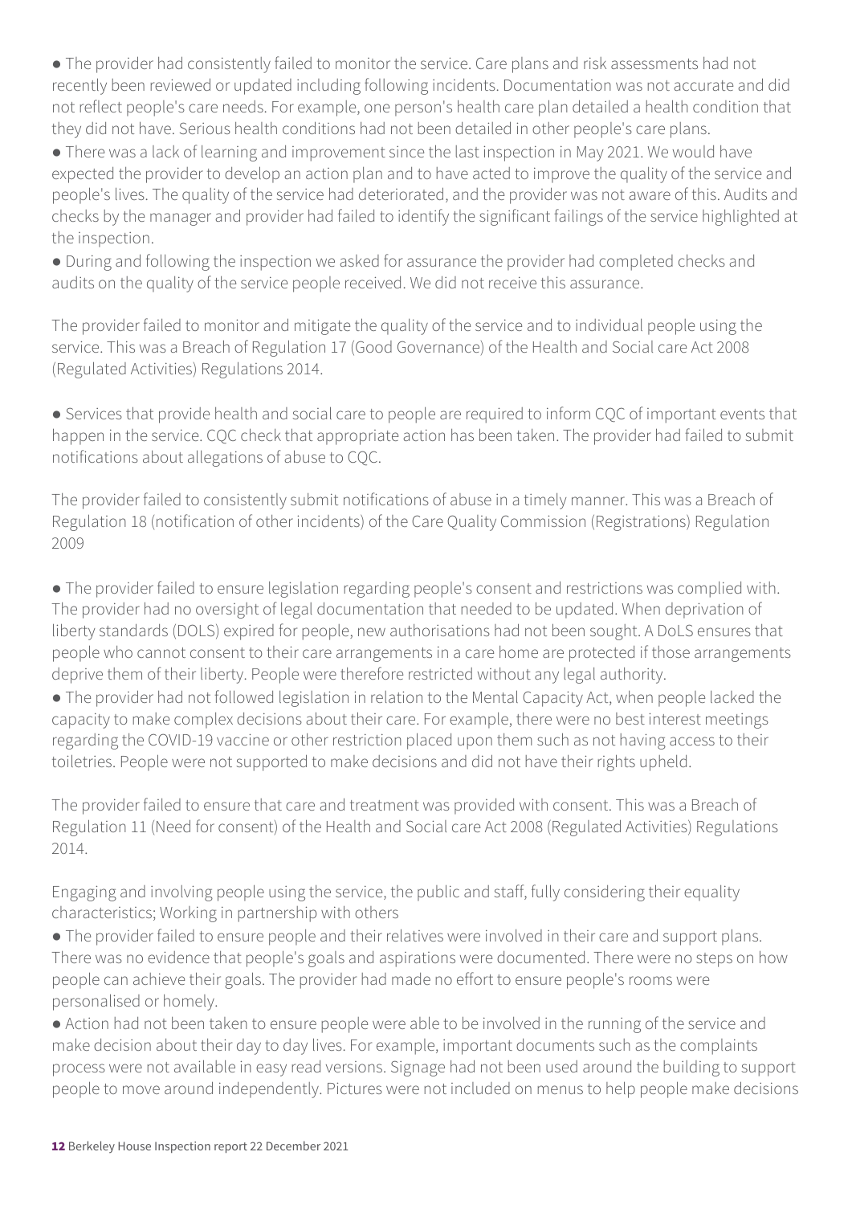- The provider had consistently failed to monitor the service. Care plans and risk assessments had not recently been reviewed or updated including following incidents. Documentation was not accurate and did not reflect people's care needs. For example, one person's health care plan detailed a health condition that they did not have. Serious health conditions had not been detailed in other people's care plans.
- There was a lack of learning and improvement since the last inspection in May 2021. We would have expected the provider to develop an action plan and to have acted to improve the quality of the service and people's lives. The quality of the service had deteriorated, and the provider was not aware of this. Audits and checks by the manager and provider had failed to identify the significant failings of the service highlighted at the inspection.
- During and following the inspection we asked for assurance the provider had completed checks and audits on the quality of the service people received. We did not receive this assurance.

The provider failed to monitor and mitigate the quality of the service and to individual people using the service. This was a Breach of Regulation 17 (Good Governance) of the Health and Social care Act 2008 (Regulated Activities) Regulations 2014.

- Services that provide health and social care to people are required to inform CQC of important events that happen in the service. CQC check that appropriate action has been taken. The provider had failed to submit notifications about allegations of abuse to CQC.

The provider failed to consistently submit notifications of abuse in a timely manner. This was a Breach of Regulation 18 (notification of other incidents) of the Care Quality Commission (Registrations) Regulation 2009

- The provider failed to ensure legislation regarding people's consent and restrictions was complied with. The provider had no oversight of legal documentation that needed to be updated. When deprivation of liberty standards (DOLS) expired for people, new authorisations had not been sought. A DoLS ensures that people who cannot consent to their care arrangements in a care home are protected if those arrangements deprive them of their liberty. People were therefore restricted without any legal authority.
- The provider had not followed legislation in relation to the Mental Capacity Act, when people lacked the capacity to make complex decisions about their care. For example, there were no best interest meetings regarding the COVID-19 vaccine or other restriction placed upon them such as not having access to their toiletries. People were not supported to make decisions and did not have their rights upheld.

The provider failed to ensure that care and treatment was provided with consent. This was a Breach of Regulation 11 (Need for consent) of the Health and Social care Act 2008 (Regulated Activities) Regulations 2014.

Engaging and involving people using the service, the public and staff, fully considering their equality characteristics; Working in partnership with others

- The provider failed to ensure people and their relatives were involved in their care and support plans. There was no evidence that people's goals and aspirations were documented. There were no steps on how people can achieve their goals. The provider had made no effort to ensure people's rooms were personalised or homely.
- Action had not been taken to ensure people were able to be involved in the running of the service and make decision about their day to day lives. For example, important documents such as the complaints process were not available in easy read versions. Signage had not been used around the building to support people to move around independently. Pictures were not included on menus to help people make decisions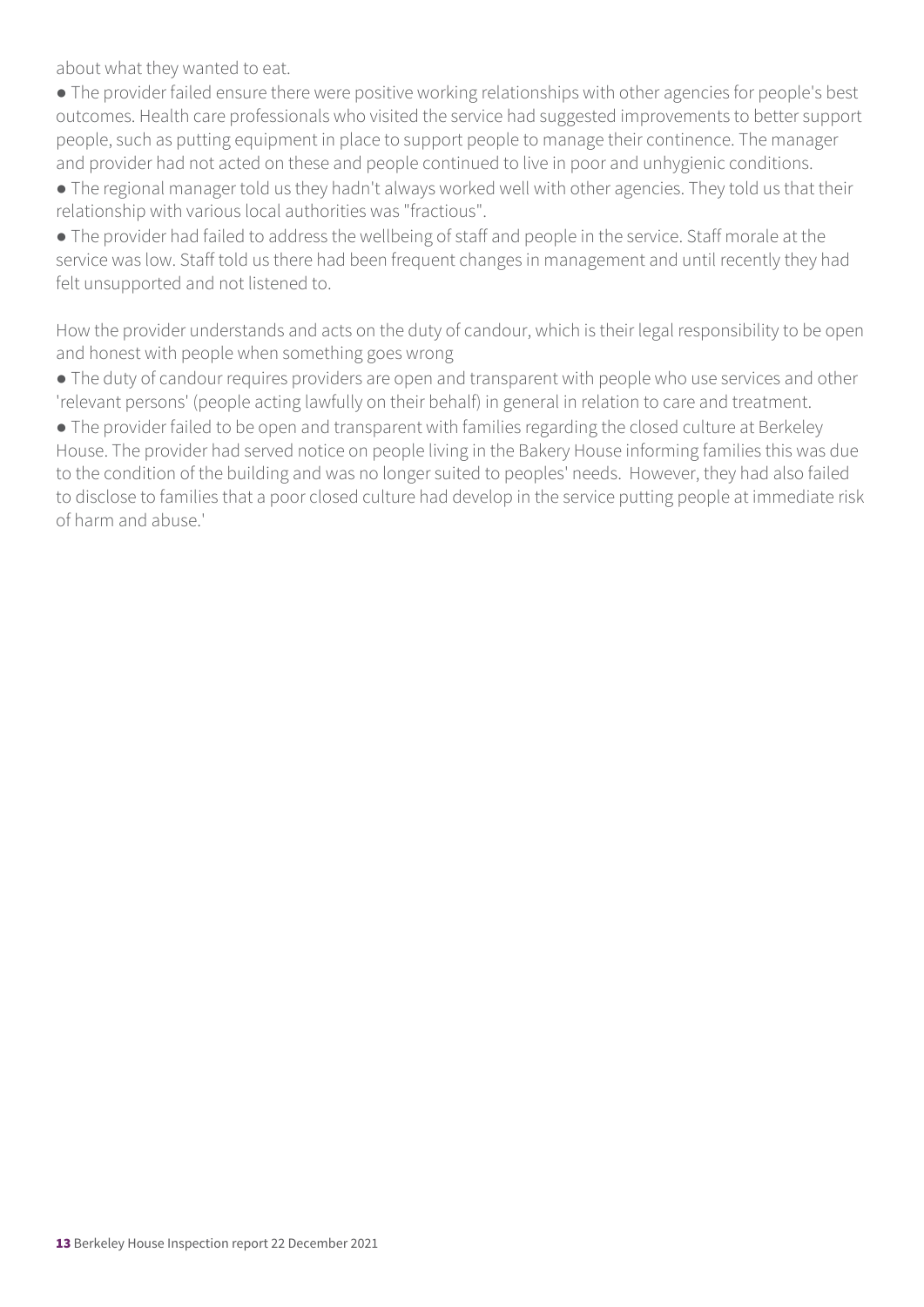about what they wanted to eat.

- The provider failed ensure there were positive working relationships with other agencies for people's best outcomes. Health care professionals who visited the service had suggested improvements to better support people, such as putting equipment in place to support people to manage their continence. The manager and provider had not acted on these and people continued to live in poor and unhygienic conditions.
- The regional manager told us they hadn't always worked well with other agencies. They told us that their relationship with various local authorities was "fractious".
- The provider had failed to address the wellbeing of staff and people in the service. Staff morale at the service was low. Staff told us there had been frequent changes in management and until recently they had felt unsupported and not listened to.

How the provider understands and acts on the duty of candour, which is their legal responsibility to be open and honest with people when something goes wrong

- The duty of candour requires providers are open and transparent with people who use services and other 'relevant persons' (people acting lawfully on their behalf) in general in relation to care and treatment.
- The provider failed to be open and transparent with families regarding the closed culture at Berkeley House. The provider had served notice on people living in the Bakery House informing families this was due to the condition of the building and was no longer suited to peoples' needs. However, they had also failed to disclose to families that a poor closed culture had develop in the service putting people at immediate risk of harm and abuse.'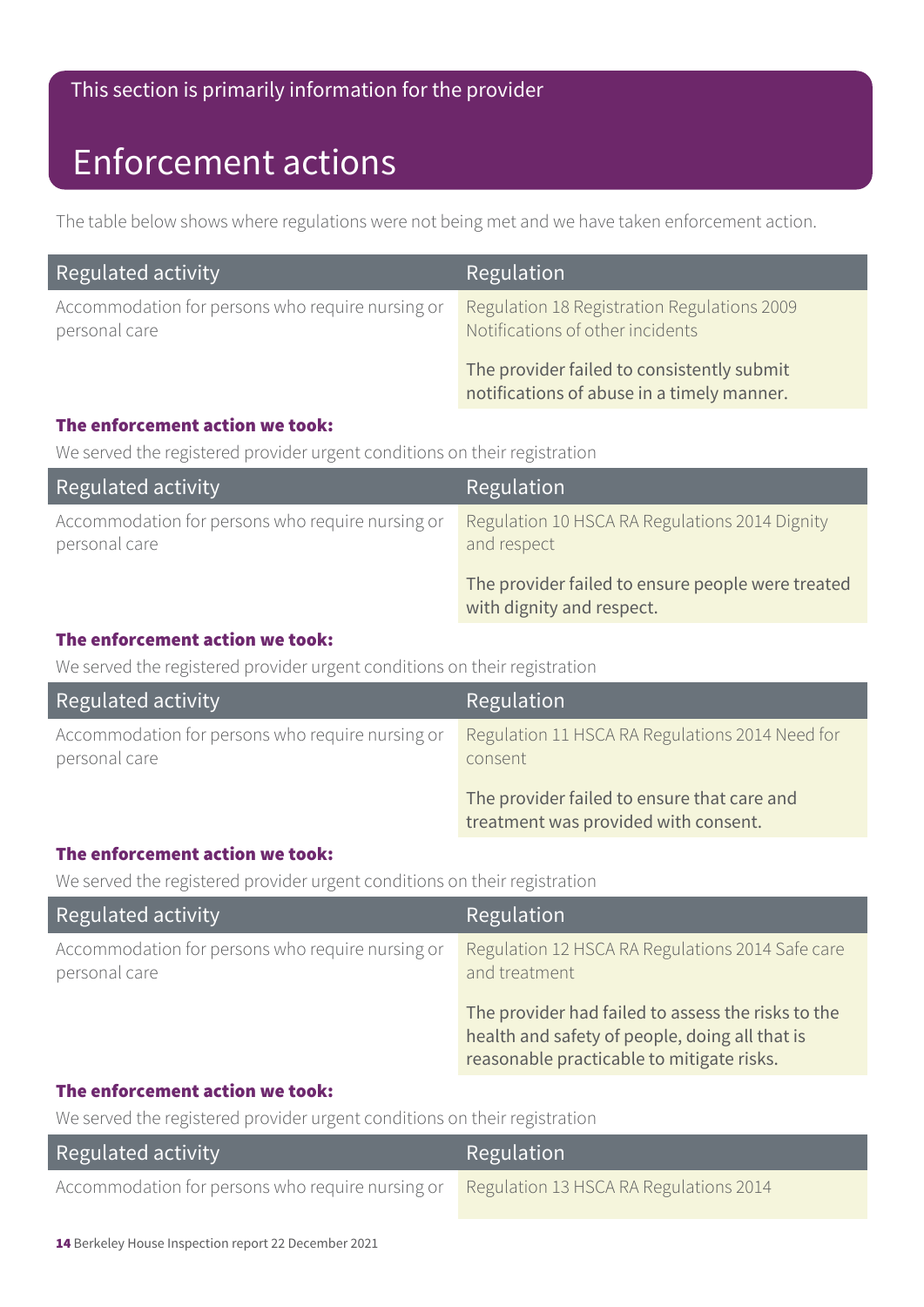This section is primarily information for the provider

# Enforcement actions

The table below shows where regulations were not being met and we have taken enforcement action.

| Regulated activity | Regulation |
| --- | --- |
| Accommodation for persons who require nursing or personal care | Regulation 18 Registration Regulations 2009 Notifications of other incidents<br><br>The provider failed to consistently submit notifications of abuse in a timely manner. |

**The enforcement action we took:**

We served the registered provider urgent conditions on their registration

| Regulated activity | Regulation |
| --- | --- |
| Accommodation for persons who require nursing or personal care | Regulation 10 HSCA RA Regulations 2014 Dignity and respect<br><br>The provider failed to ensure people were treated with dignity and respect. |

**The enforcement action we took:**

We served the registered provider urgent conditions on their registration

| Regulated activity | Regulation |
| --- | --- |
| Accommodation for persons who require nursing or personal care | Regulation 11 HSCA RA Regulations 2014 Need for consent<br><br>The provider failed to ensure that care and treatment was provided with consent. |

**The enforcement action we took:**

We served the registered provider urgent conditions on their registration

| Regulated activity | Regulation |
| --- | --- |
| Accommodation for persons who require nursing or personal care | Regulation 12 HSCA RA Regulations 2014 Safe care and treatment<br><br>The provider had failed to assess the risks to the health and safety of people, doing all that is reasonable practicable to mitigate risks. |

**The enforcement action we took:**

We served the registered provider urgent conditions on their registration

| Regulated activity | Regulation |
| --- | --- |
| Accommodation for persons who require nursing or | Regulation 13 HSCA RA Regulations 2014 |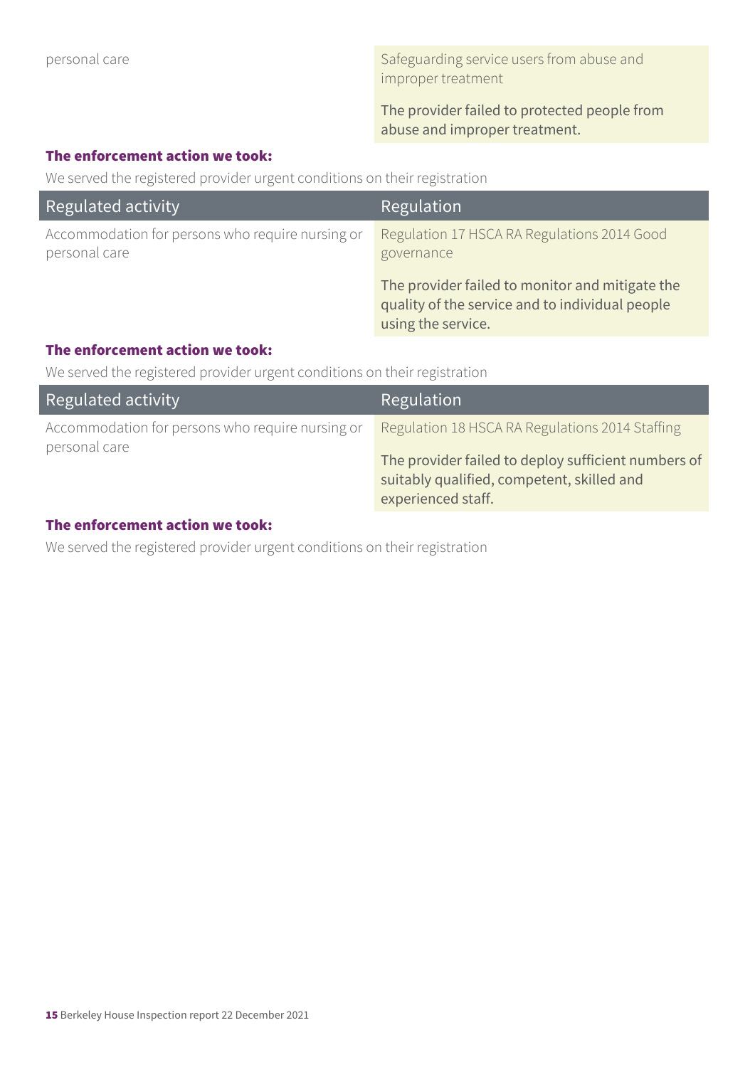| | |
|---|---|
| personal care | Safeguarding service users from abuse and improper treatment<br><br>The provider failed to protected people from abuse and improper treatment. |

**The enforcement action we took:**

We served the registered provider urgent conditions on their registration

| Regulated activity | Regulation |
|---|---|
| Accommodation for persons who require nursing or personal care | Regulation 17 HSCA RA Regulations 2014 Good governance<br><br>The provider failed to monitor and mitigate the quality of the service and to individual people using the service. |

**The enforcement action we took:**

We served the registered provider urgent conditions on their registration

| Regulated activity | Regulation |
|---|---|
| Accommodation for persons who require nursing or personal care | Regulation 18 HSCA RA Regulations 2014 Staffing<br><br>The provider failed to deploy sufficient numbers of suitably qualified, competent, skilled and experienced staff. |

**The enforcement action we took:**

We served the registered provider urgent conditions on their registration